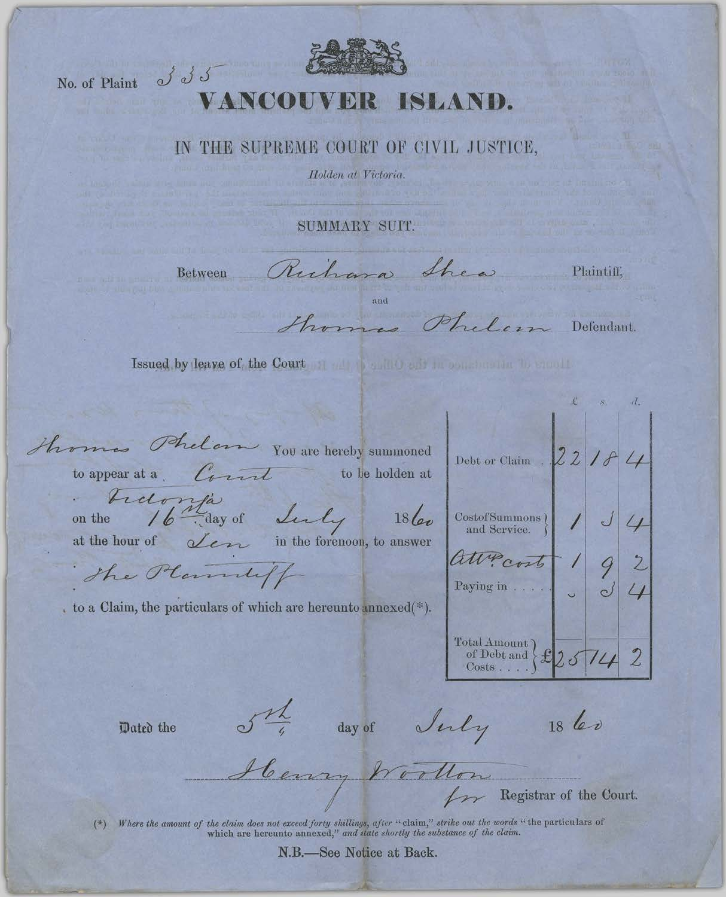No. of Plaint 335

# VANCOUVER ISLAND.

## IN THE SUPREME COURT OF CIVIL JUSTICE,

*Holden at Victoria.*

### SUMMARY SUIT.

Between Richard Shea Plaintiff,

and

Thomas Phelan Defendant.

Issued by leave of the Court

Thomas Phelan You are hereby summoned to appear at a Court to be holden at Victoria on the 16th day of July 1860 at the hour of Ten in the forenoon, to answer the Plaintiff to a Claim, the particulars of which are hereunto annexed(*).

| | £ | s. | d. |
|---|---|---|---|
| Debt or Claim | 22 | 18 | 4 |
| Cost of Summons and Service. | 1 | 3 | 4 |
| Attys. cost | 1 | 9 | 2 |
| Paying in | – | 3 | 4 |
| Total Amount of Debt and Costs | £25 | 14 | 2 |

Dated the 5th day of July 1860

Henry Wootton
for Registrar of the Court.

(*) *Where the amount of the claim does not exceed forty shillings, after "claim," strike out the words "the particulars of which are hereunto annexed," and state shortly the substance of the claim.*

**N.B.—See Notice at Back.**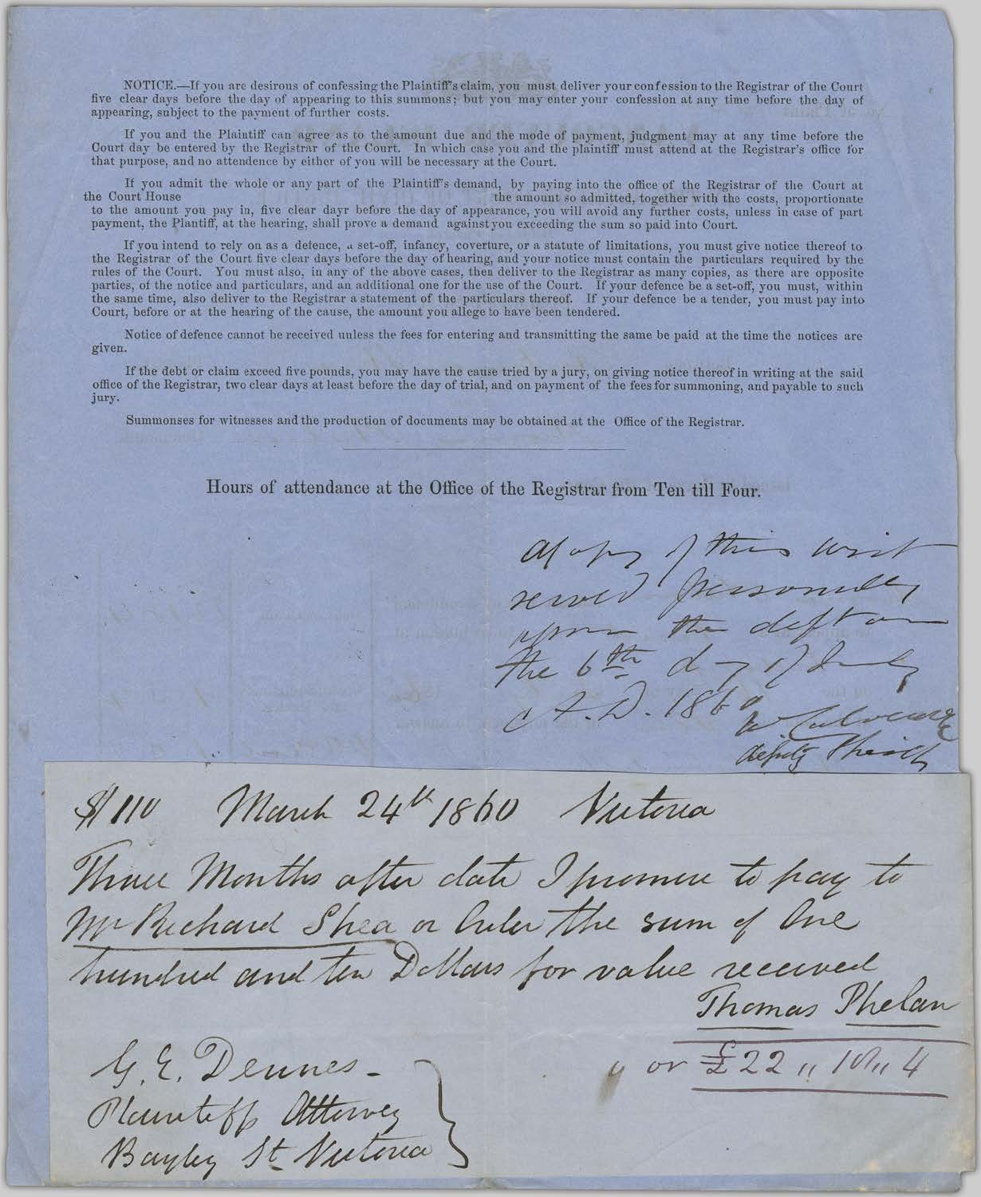NOTICE.—If you are desirous of confessing the Plaintiff's claim, you must deliver your confession to the Registrar of the Court five clear days before the day of appearing to this summons; but you may enter your confession at any time before the day of appearing, subject to the payment of further costs.

If you and the Plaintiff can agree as to the amount due and the mode of payment, judgment may at any time before the Court day be entered by the Registrar of the Court. In which case you and the plaintiff must attend at the Registrar's office for that purpose, and no attendence by either of you will be necessary at the Court.

If you admit the whole or any part of the Plaintiff's demand, by paying into the office of the Registrar of the Court at the Court House the amount so admitted, together with the costs, proportionate to the amount you pay in, five clear dayr before the day of appearance, you will avoid any further costs, unless in case of part payment, the Plantiff, at the hearing, shall prove a demand against you exceeding the sum so paid into Court.

If you intend to rely on as a defence, a set-off, infancy, coverture, or a statute of limitations, you must give notice thereof to the Registrar of the Court five clear days before the day of hearing, and your notice must contain the particulars required by the rules of the Court. You must also, in any of the above cases, then deliver to the Registrar as many copies, as there are opposite parties, of the notice and particulars, and an additional one for the use of the Court. If your defence be a set-off, you must, within the same time, also deliver to the Registrar a statement of the particulars thereof. If your defence be a tender, you must pay into Court, before or at the hearing of the cause, the amount you allege to have been tendered.

Notice of defence cannot be received unless the fees for entering and transmitting the same be paid at the time the notices are given.

If the debt or claim exceed five pounds, you may have the cause tried by a jury, on giving notice thereof in writing at the said office of the Registrar, two clear days at least before the day of trial, and on payment of the fees for summoning, and payable to such jury.

Summonses for witnesses and the production of documents may be obtained at the Office of the Registrar.

---

Hours of attendance at the Office of the Registrar from Ten till Four.

A copy of this writ served personally upon the deft on the 6th day of July A.D. 1860 W. Calwell deputy Sheriff

$110 March 24th 1860 Victoria

Three Months after date I promise to pay to Mr Richard Shea or Order the sum of One hundred and ten Dollars for value received

Thomas Phelan

or £22 " 10 " 4

G. E. Dennes - Plaintiff Attorney Bayley St Victoria